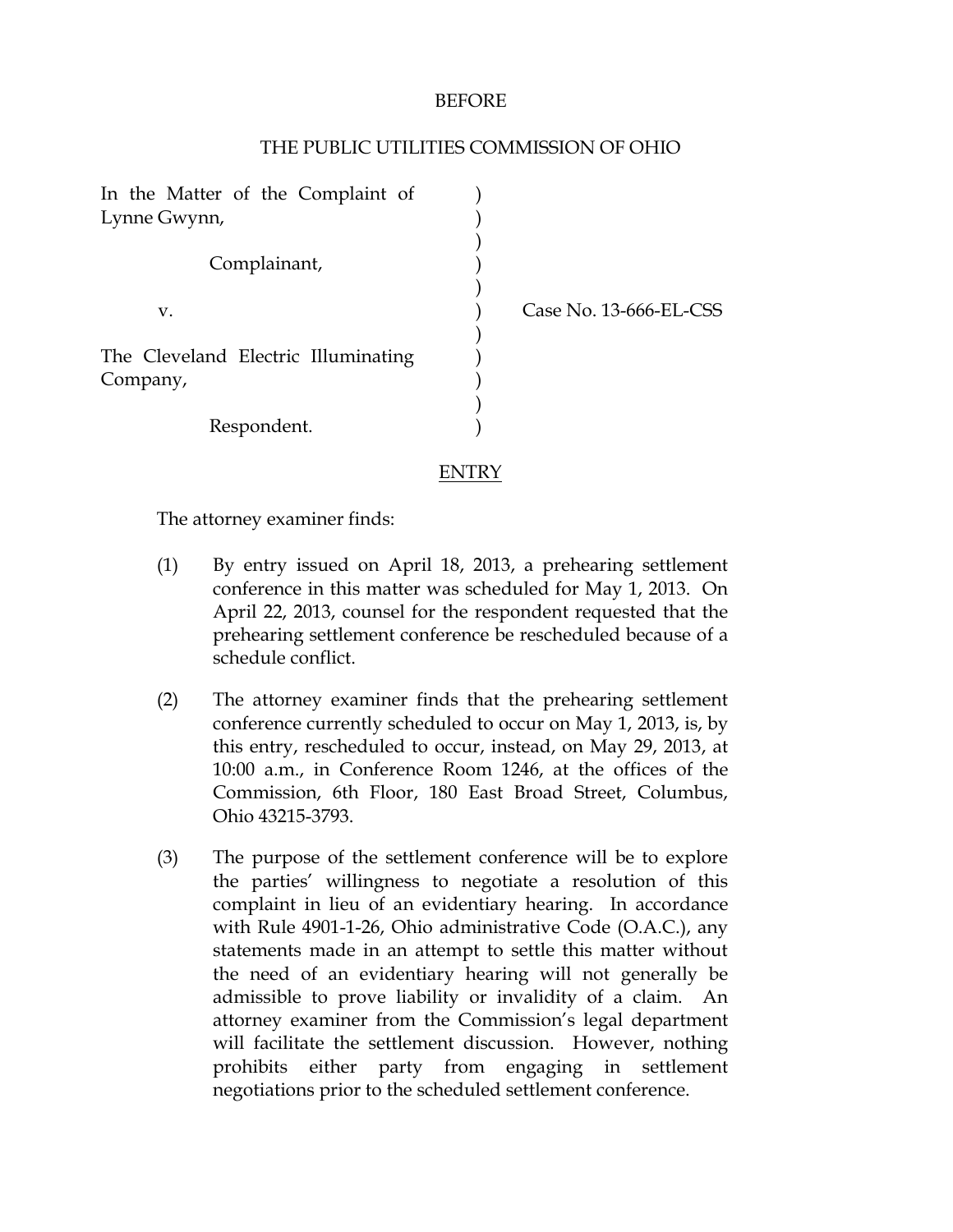BEFORE

THE PUBLIC UTILITIES COMMISSION OF OHIO

| | |
|---|---|
| In the Matter of the Complaint of Lynne Gwynn,<br><br>Complainant,<br><br>v.<br><br>The Cleveland Electric Illuminating Company,<br><br>Respondent. | Case No. 13-666-EL-CSS |

ENTRY

The attorney examiner finds:

(1) By entry issued on April 18, 2013, a prehearing settlement conference in this matter was scheduled for May 1, 2013. On April 22, 2013, counsel for the respondent requested that the prehearing settlement conference be rescheduled because of a schedule conflict.

(2) The attorney examiner finds that the prehearing settlement conference currently scheduled to occur on May 1, 2013, is, by this entry, rescheduled to occur, instead, on May 29, 2013, at 10:00 a.m., in Conference Room 1246, at the offices of the Commission, 6th Floor, 180 East Broad Street, Columbus, Ohio 43215-3793.

(3) The purpose of the settlement conference will be to explore the parties' willingness to negotiate a resolution of this complaint in lieu of an evidentiary hearing. In accordance with Rule 4901-1-26, Ohio administrative Code (O.A.C.), any statements made in an attempt to settle this matter without the need of an evidentiary hearing will not generally be admissible to prove liability or invalidity of a claim. An attorney examiner from the Commission's legal department will facilitate the settlement discussion. However, nothing prohibits either party from engaging in settlement negotiations prior to the scheduled settlement conference.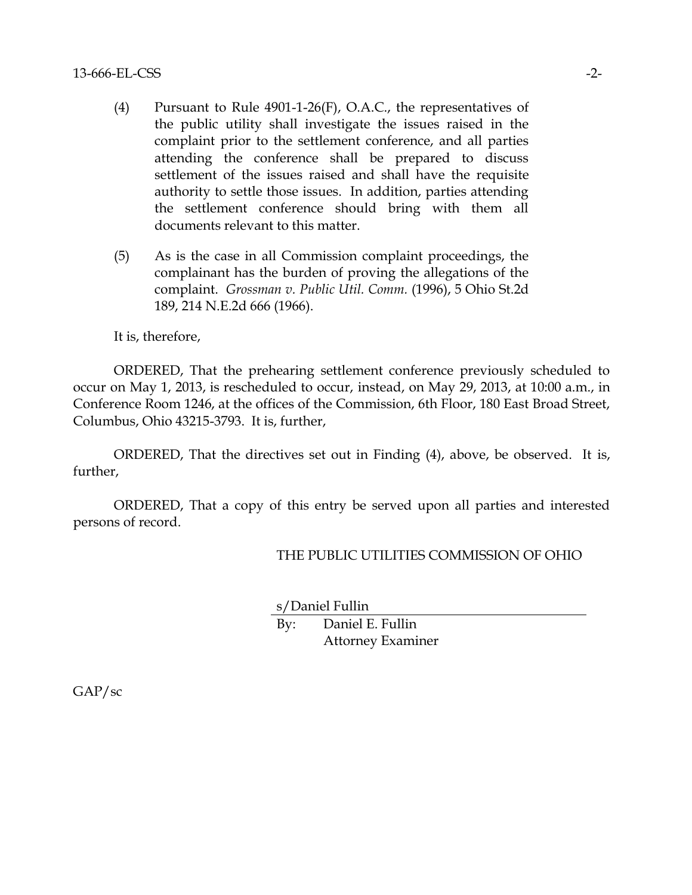(4) Pursuant to Rule 4901-1-26(F), O.A.C., the representatives of the public utility shall investigate the issues raised in the complaint prior to the settlement conference, and all parties attending the conference shall be prepared to discuss settlement of the issues raised and shall have the requisite authority to settle those issues. In addition, parties attending the settlement conference should bring with them all documents relevant to this matter.

(5) As is the case in all Commission complaint proceedings, the complainant has the burden of proving the allegations of the complaint. *Grossman v. Public Util. Comm.* (1996), 5 Ohio St.2d 189, 214 N.E.2d 666 (1966).

It is, therefore,

ORDERED, That the prehearing settlement conference previously scheduled to occur on May 1, 2013, is rescheduled to occur, instead, on May 29, 2013, at 10:00 a.m., in Conference Room 1246, at the offices of the Commission, 6th Floor, 180 East Broad Street, Columbus, Ohio 43215-3793. It is, further,

ORDERED, That the directives set out in Finding (4), above, be observed. It is, further,

ORDERED, That a copy of this entry be served upon all parties and interested persons of record.

THE PUBLIC UTILITIES COMMISSION OF OHIO

s/Daniel Fullin

By: Daniel E. Fullin
Attorney Examiner

GAP/sc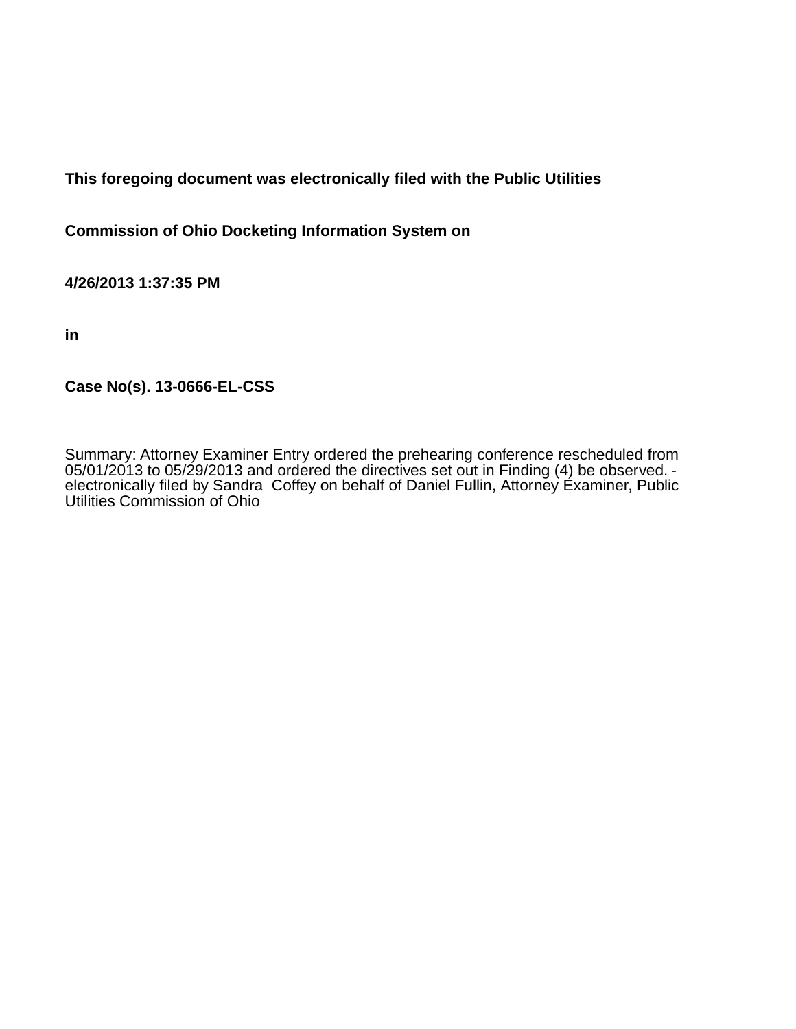**This foregoing document was electronically filed with the Public Utilities**

**Commission of Ohio Docketing Information System on**

**4/26/2013 1:37:35 PM**

**in**

**Case No(s). 13-0666-EL-CSS**

Summary: Attorney Examiner Entry ordered the prehearing conference rescheduled from 05/01/2013 to 05/29/2013 and ordered the directives set out in Finding (4) be observed. - electronically filed by Sandra Coffey on behalf of Daniel Fullin, Attorney Examiner, Public Utilities Commission of Ohio